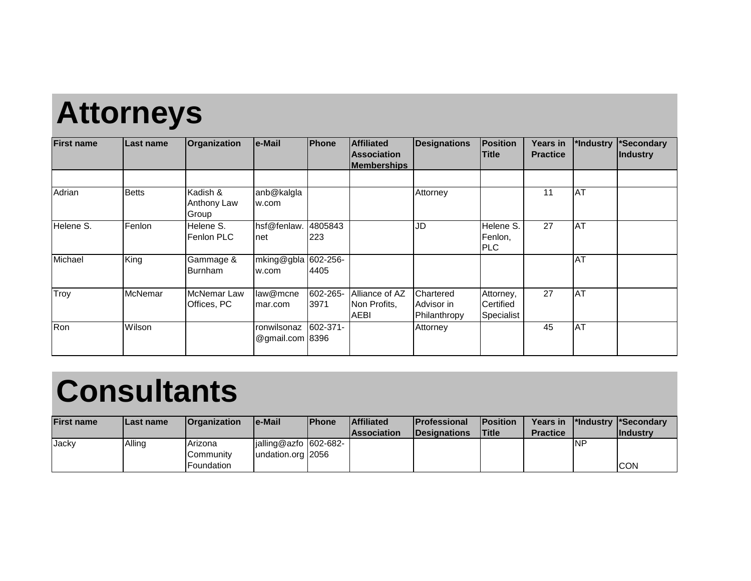# Attorneys

| First name | Last name | Organization | e-Mail | Phone | Affiliated Association Memberships | Designations | Position Title | Years in Practice | *Industry | *Secondary Industry |
|---|---|---|---|---|---|---|---|---|---|---|
| | | | | | | | | | | |
| Adrian | Betts | Kadish & Anthony Law Group | anb@kalglaw.com | | | Attorney | | 11 | AT | |
| Helene S. | Fenlon | Helene S. Fenlon PLC | hsf@fenlaw.net | 4805843223 | | JD | Helene S. Fenlon, PLC | 27 | AT | |
| Michael | King | Gammage & Burnham | mking@gblaw.com | 602-256-4405 | | | | | AT | |
| Troy | McNemar | McNemar Law Offices, PC | law@mcnemar.com | 602-265-3971 | Alliance of AZ Non Profits, AEBI | Chartered Advisor in Philanthropy | Attorney, Certified Specialist | 27 | AT | |
| Ron | Wilson | | ronwilsonaz@gmail.com | 602-371-8396 | | Attorney | | 45 | AT | |

# Consultants

| First name | Last name | Organization | e-Mail | Phone | Affiliated Association | Professional Designations | Position Title | Years in Practice | *Industry | *Secondary Industry |
|---|---|---|---|---|---|---|---|---|---|---|
| Jacky | Alling | Arizona Community Foundation | jalling@azfoundation.org | 602-682-2056 | | | | | NP | CON |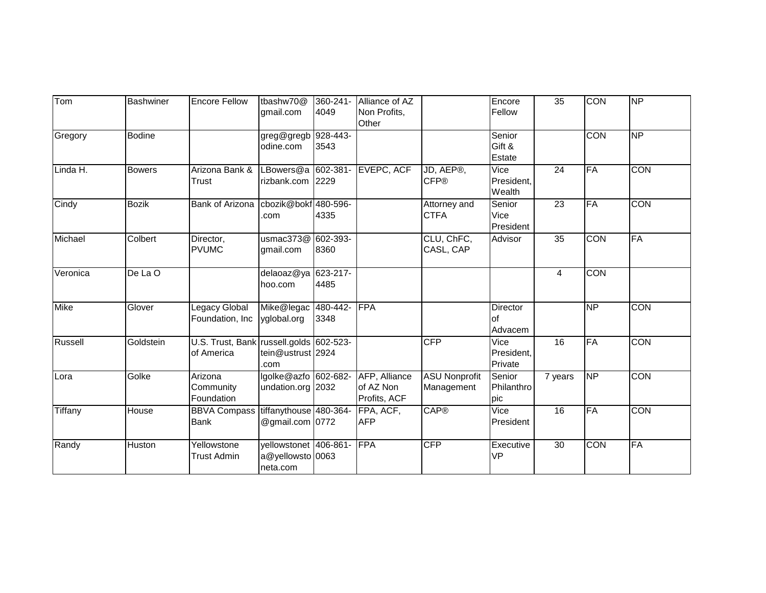| | | | | | | | | | | |
|---|---|---|---|---|---|---|---|---|---|---|
| Tom | Bashwiner | Encore Fellow | tbashw70@gmail.com | 360-241-4049 | Alliance of AZ Non Profits, Other | | Encore Fellow | 35 | CON | NP |
| Gregory | Bodine | | greg@gregbodine.com | 928-443-3543 | | | Senior Gift & Estate | | CON | NP |
| Linda H. | Bowers | Arizona Bank & Trust | LBowers@arizbank.com | 602-381-2229 | EVEPC, ACF | JD, AEP®, CFP® | Vice President, Wealth | 24 | FA | CON |
| Cindy | Bozik | Bank of Arizona | cbozik@bokf.com | 480-596-4335 | | Attorney and CTFA | Senior Vice President | 23 | FA | CON |
| Michael | Colbert | Director, PVUMC | usmac373@gmail.com | 602-393-8360 | | CLU, ChFC, CASL, CAP | Advisor | 35 | CON | FA |
| Veronica | De La O | | delaoaz@yahoo.com | 623-217-4485 | | | | 4 | CON | |
| Mike | Glover | Legacy Global Foundation, Inc | Mike@legacyglobal.org | 480-442-3348 | FPA | | Director of Advacem | | NP | CON |
| Russell | Goldstein | U.S. Trust, Bank of America | russell.goldstein@ustrust.com | 602-523-2924 | | CFP | Vice President, Private | 16 | FA | CON |
| Lora | Golke | Arizona Community Foundation | lgolke@azfoundation.org | 602-682-2032 | AFP, Alliance of AZ Non Profits, ACF | ASU Nonprofit Management | Senior Philanthropic | 7 years | NP | CON |
| Tiffany | House | BBVA Compass Bank | tiffanythouse@gmail.com | 480-364-0772 | FPA, ACF, AFP | CAP® | Vice President | 16 | FA | CON |
| Randy | Huston | Yellowstone Trust Admin | yellowstoneta@yellowstoneta.com | 406-861-0063 | FPA | CFP | Executive VP | 30 | CON | FA |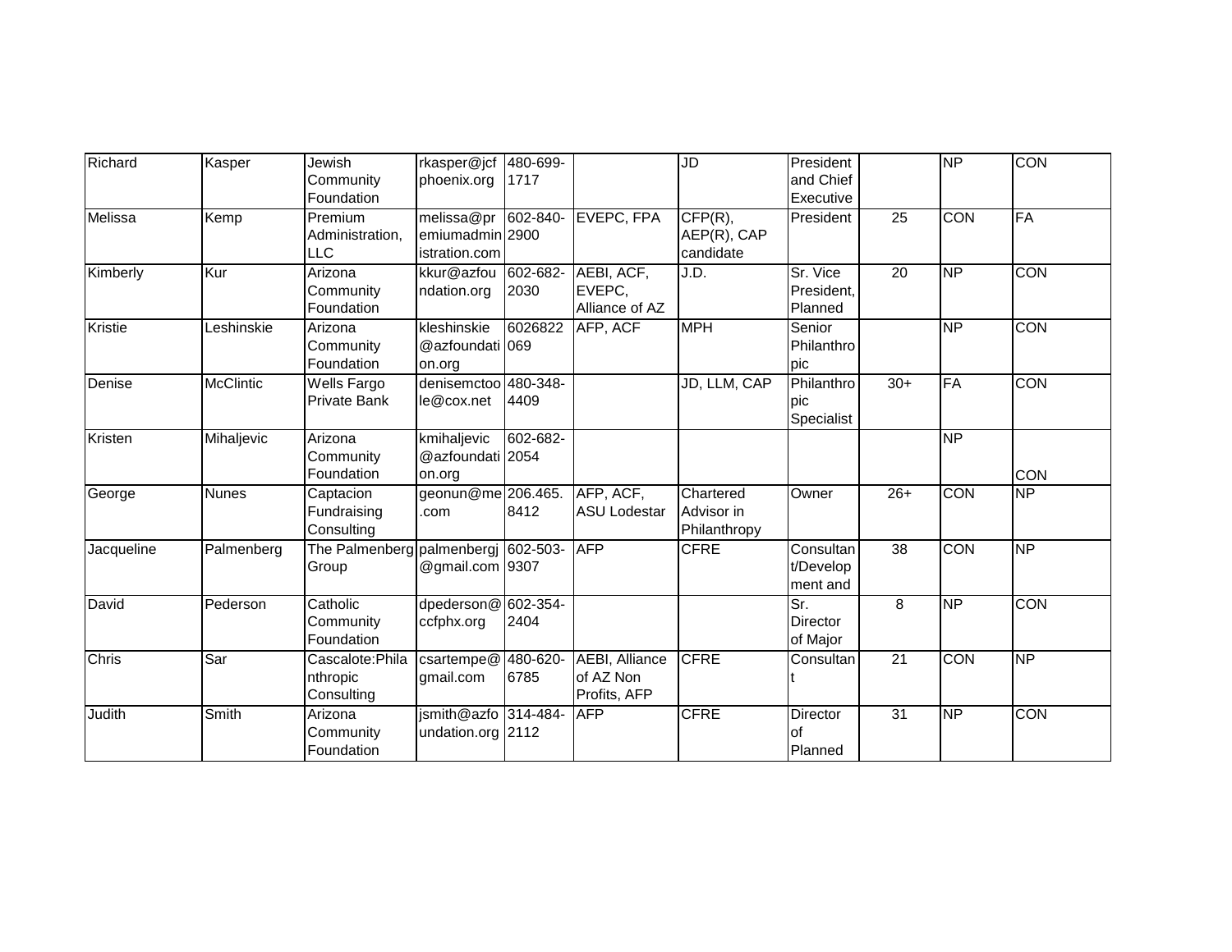| | | | | | | | | | | |
|---|---|---|---|---|---|---|---|---|---|---|
| Richard | Kasper | Jewish Community Foundation | rkasper@jcfphoenix.org | 480-699-1717 | | JD | President and Chief Executive | | NP | CON |
| Melissa | Kemp | Premium Administration, LLC | melissa@premiumadministration.com | 602-840-2900 | EVEPC, FPA | CFP(R), AEP(R), CAP candidate | President | 25 | CON | FA |
| Kimberly | Kur | Arizona Community Foundation | kkur@azfoundation.org | 602-682-2030 | AEBI, ACF, EVEPC, Alliance of AZ | J.D. | Sr. Vice President, Planned | 20 | NP | CON |
| Kristie | Leshinskie | Arizona Community Foundation | kleshinskie@azfoundation.org | 6026822069 | AFP, ACF | MPH | Senior Philanthropic | | NP | CON |
| Denise | McClintic | Wells Fargo Private Bank | denisemctoole@cox.net | 480-348-4409 | | JD, LLM, CAP | Philanthropic Specialist | 30+ | FA | CON |
| Kristen | Mihaljevic | Arizona Community Foundation | kmihaljevic@azfoundation.org | 602-682-2054 | | | | | NP | CON |
| George | Nunes | Captacion Fundraising Consulting | geonun@me.com | 206.465.8412 | AFP, ACF, ASU Lodestar | Chartered Advisor in Philanthropy | Owner | 26+ | CON | NP |
| Jacqueline | Palmenberg | The Palmenberg Group | palmenbergj@gmail.com | 602-503-9307 | AFP | CFRE | Consultant/Development and | 38 | CON | NP |
| David | Pederson | Catholic Community Foundation | dpederson@ccfphx.org | 602-354-2404 | | | Sr. Director of Major | 8 | NP | CON |
| Chris | Sar | Cascalote:Philanthropic Consulting | csartempe@gmail.com | 480-620-6785 | AEBI, Alliance of AZ Non Profits, AFP | CFRE | Consultant | 21 | CON | NP |
| Judith | Smith | Arizona Community Foundation | jsmith@azfoundation.org | 314-484-2112 | AFP | CFRE | Director of Planned | 31 | NP | CON |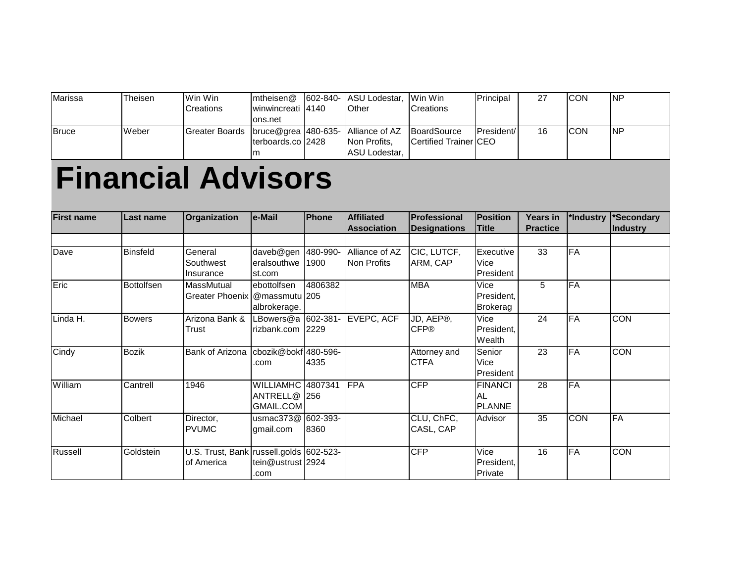| | | | | | | | | | | |
|---|---|---|---|---|---|---|---|---|---|---|
| Marissa | Theisen | Win Win Creations | mtheisen@winwincreations.net | 602-840-4140 | ASU Lodestar, Other | Win Win Creations | Principal | 27 | CON | NP |
| Bruce | Weber | Greater Boards | bruce@greaterboards.com | 480-635-2428 | Alliance of AZ Non Profits, ASU Lodestar, | BoardSource Certified Trainer | President/CEO | 16 | CON | NP |

# Financial Advisors

| First name | Last name | Organization | e-Mail | Phone | Affiliated Association | Professional Designations | Position Title | Years in Practice | *Industry | *Secondary Industry |
|---|---|---|---|---|---|---|---|---|---|---|
| | | | | | | | | | | |
| Dave | Binsfeld | General Southwest Insurance | daveb@generalsouthwest.com | 480-990-1900 | Alliance of AZ Non Profits | CIC, LUTCF, ARM, CAP | Executive Vice President | 33 | FA | |
| Eric | Bottolfsen | MassMutual Greater Phoenix | ebottolfsen@massmutualbrokerage. | 4806382205 | | MBA | Vice President, Brokerag | 5 | FA | |
| Linda H. | Bowers | Arizona Bank & Trust | LBowers@arizbank.com | 602-381-2229 | EVEPC, ACF | JD, AEP®, CFP® | Vice President, Wealth | 24 | FA | CON |
| Cindy | Bozik | Bank of Arizona | cbozik@bokf.com | 480-596-4335 | | Attorney and CTFA | Senior Vice President | 23 | FA | CON |
| William | Cantrell | 1946 | WILLIAMHCANTRELL@GMAIL.COM | 4807341256 | FPA | CFP | FINANCIAL PLANNE | 28 | FA | |
| Michael | Colbert | Director, PVUMC | usmac373@gmail.com | 602-393-8360 | | CLU, ChFC, CASL, CAP | Advisor | 35 | CON | FA |
| Russell | Goldstein | U.S. Trust, Bank of America | russell.goldstein@ustrust.com | 602-523-2924 | | CFP | Vice President, Private | 16 | FA | CON |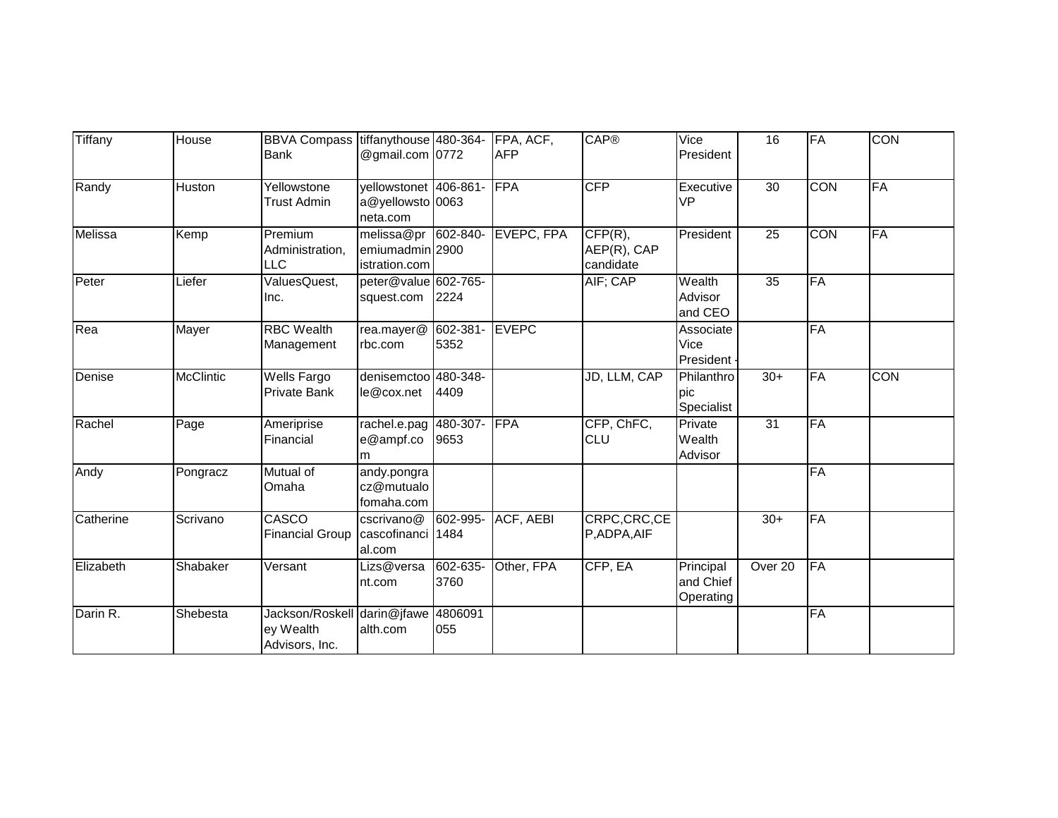| | | | | | | | | | | |
|---|---|---|---|---|---|---|---|---|---|---|
| Tiffany | House | BBVA Compass Bank | tiffanythouse@gmail.com | 480-364-0772 | FPA, ACF, AFP | CAP® | Vice President | 16 | FA | CON |
| Randy | Huston | Yellowstone Trust Admin | yellowstoneta@yellowstoneta.com | 406-861-0063 | FPA | CFP | Executive VP | 30 | CON | FA |
| Melissa | Kemp | Premium Administration, LLC | melissa@premiumadministration.com | 602-840-2900 | EVEPC, FPA | CFP(R), AEP(R), CAP candidate | President | 25 | CON | FA |
| Peter | Liefer | ValuesQuest, Inc. | peter@valuesquest.com | 602-765-2224 | | AIF; CAP | Wealth Advisor and CEO | 35 | FA | |
| Rea | Mayer | RBC Wealth Management | rea.mayer@rbc.com | 602-381-5352 | EVEPC | | Associate Vice President - | | FA | |
| Denise | McClintic | Wells Fargo Private Bank | denisemctoole@cox.net | 480-348-4409 | | JD, LLM, CAP | Philanthropic Specialist | 30+ | FA | CON |
| Rachel | Page | Ameriprise Financial | rachel.e.page@ampf.com | 480-307-9653 | FPA | CFP, ChFC, CLU | Private Wealth Advisor | 31 | FA | |
| Andy | Pongracz | Mutual of Omaha | andy.pongracz@mutualofomaha.com | | | | | | FA | |
| Catherine | Scrivano | CASCO Financial Group | cscrivano@cascofinancial.com | 602-995-1484 | ACF, AEBI | CRPC,CRC,CEP,ADPA,AIF | | 30+ | FA | |
| Elizabeth | Shabaker | Versant | Lizs@versant.com | 602-635-3760 | Other, FPA | CFP, EA | Principal and Chief Operating | Over 20 | FA | |
| Darin R. | Shebesta | Jackson/Roskelley Wealth Advisors, Inc. | darin@jfawealth.com | 4806091055 | | | | | FA | |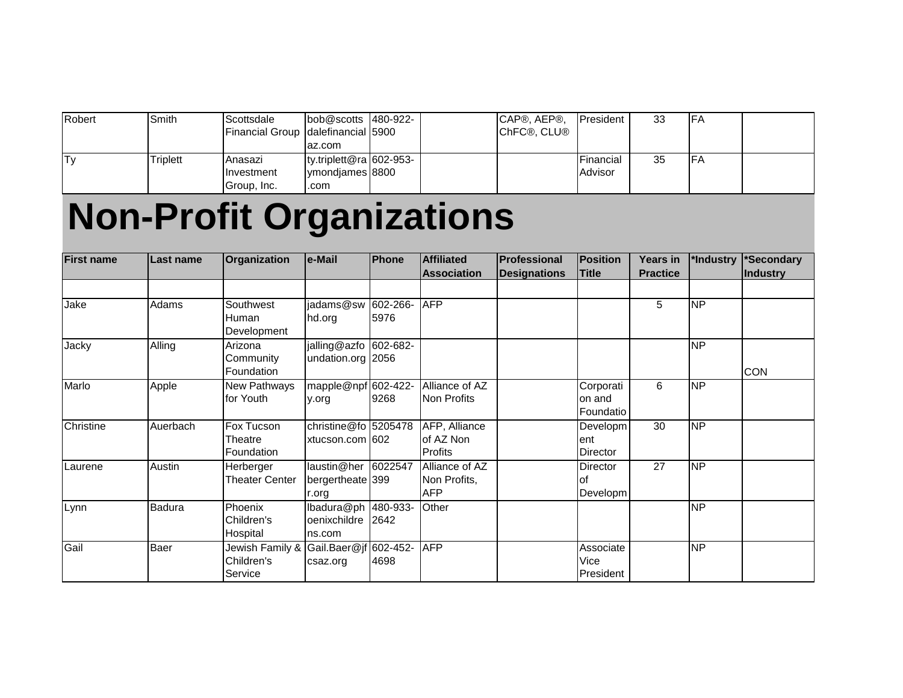| Robert | Smith | Scottsdale Financial Group | bob@scottsdalefinancialaz.com | 480-922-5900 | | CAP®, AEP®, ChFC®, CLU® | President | 33 | FA | |
|---|---|---|---|---|---|---|---|---|---|---|
| Ty | Triplett | Anasazi Investment Group, Inc. | ty.triplett@raymondjames.com | 602-953-8800 | | | Financial Advisor | 35 | FA | |

# Non-Profit Organizations

| First name | Last name | Organization | e-Mail | Phone | Affiliated Association | Professional Designations | Position Title | Years in Practice | *Industry | *Secondary Industry |
|---|---|---|---|---|---|---|---|---|---|---|
| | | | | | | | | | | |
| Jake | Adams | Southwest Human Development | jadams@swhd.org | 602-266-5976 | AFP | | | 5 | NP | |
| Jacky | Alling | Arizona Community Foundation | jalling@azfoundation.org | 602-682-2056 | | | | | NP | CON |
| Marlo | Apple | New Pathways for Youth | mapple@npfy.org | 602-422-9268 | Alliance of AZ Non Profits | | Corporation and Foundatio | 6 | NP | |
| Christine | Auerbach | Fox Tucson Theatre Foundation | christine@foxtucson.com | 5205478602 | AFP, Alliance of AZ Non Profits | | Development Director | 30 | NP | |
| Laurene | Austin | Herberger Theater Center | laustin@herbergertheater.org | 6022547399 | Alliance of AZ Non Profits, AFP | | Director of Developm | 27 | NP | |
| Lynn | Badura | Phoenix Children's Hospital | lbadura@phoenixchildrens.com | 480-933-2642 | Other | | | | NP | |
| Gail | Baer | Jewish Family & Children's Service | Gail.Baer@jfcsaz.org | 602-452-4698 | AFP | | Associate Vice President | | NP | |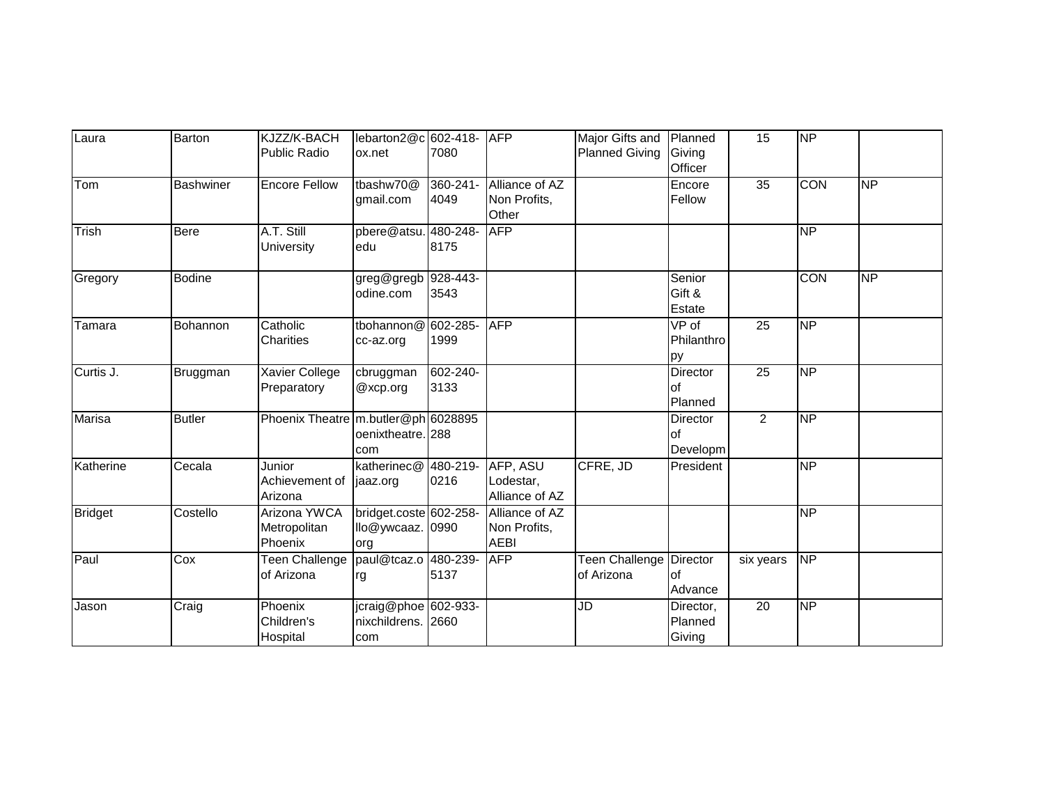| | | | | | | | | | | |
|---|---|---|---|---|---|---|---|---|---|---|
| Laura | Barton | KJZZ/K-BACH Public Radio | lebarton2@cox.net | 602-418-7080 | AFP | Major Gifts and Planned Giving | Planned Giving Officer | 15 | NP | |
| Tom | Bashwiner | Encore Fellow | tbashw70@gmail.com | 360-241-4049 | Alliance of AZ Non Profits, Other | | Encore Fellow | 35 | CON | NP |
| Trish | Bere | A.T. Still University | pbere@atsu.edu | 480-248-8175 | AFP | | | | NP | |
| Gregory | Bodine | | greg@gregbodine.com | 928-443-3543 | | | Senior Gift & Estate | | CON | NP |
| Tamara | Bohannon | Catholic Charities | tbohannon@cc-az.org | 602-285-1999 | AFP | | VP of Philanthropy | 25 | NP | |
| Curtis J. | Bruggman | Xavier College Preparatory | cbruggman@xcp.org | 602-240-3133 | | | Director of Planned | 25 | NP | |
| Marisa | Butler | Phoenix Theatre | m.butler@phoenixtheatre.com | 6028895288 | | | Director of Developm | 2 | NP | |
| Katherine | Cecala | Junior Achievement of Arizona | katherinec@jaaz.org | 480-219-0216 | AFP, ASU Lodestar, Alliance of AZ | CFRE, JD | President | | NP | |
| Bridget | Costello | Arizona YWCA Metropolitan Phoenix | bridget.costello@ywcaaz.org | 602-258-0990 | Alliance of AZ Non Profits, AEBI | | | | NP | |
| Paul | Cox | Teen Challenge of Arizona | paul@tcaz.org | 480-239-5137 | AFP | Teen Challenge of Arizona | Director of Advance | six years | NP | |
| Jason | Craig | Phoenix Children's Hospital | jcraig@phoenixchildrens.com | 602-933-2660 | | JD | Director, Planned Giving | 20 | NP | |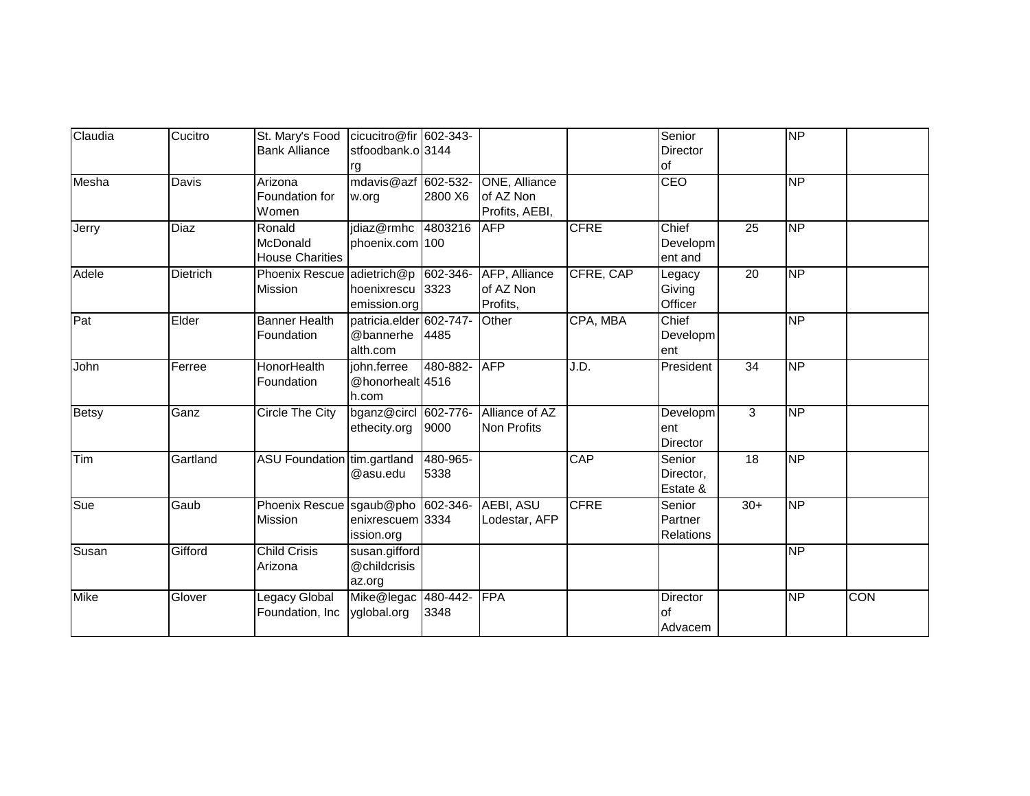| | | | | | | | | | | |
|---|---|---|---|---|---|---|---|---|---|---|
| Claudia | Cucitro | St. Mary's Food Bank Alliance | cicucitro@firstfoodbank.org | 602-343-3144 | | | Senior Director of | | NP | |
| Mesha | Davis | Arizona Foundation for Women | mdavis@azfw.org | 602-532-2800 X6 | ONE, Alliance of AZ Non Profits, AEBI, | | CEO | | NP | |
| Jerry | Diaz | Ronald McDonald House Charities | jdiaz@rmhcphoenix.com | 4803216100 | AFP | CFRE | Chief Development and | 25 | NP | |
| Adele | Dietrich | Phoenix Rescue Mission | adietrich@phoenixrescuemission.org | 602-346-3323 | AFP, Alliance of AZ Non Profits, | CFRE, CAP | Legacy Giving Officer | 20 | NP | |
| Pat | Elder | Banner Health Foundation | patricia.elder@bannerhealth.com | 602-747-4485 | Other | CPA, MBA | Chief Development | | NP | |
| John | Ferree | HonorHealth Foundation | john.ferree@honorhealth.com | 480-882-4516 | AFP | J.D. | President | 34 | NP | |
| Betsy | Ganz | Circle The City | bganz@circlethecity.org | 602-776-9000 | Alliance of AZ Non Profits | | Development Director | 3 | NP | |
| Tim | Gartland | ASU Foundation | tim.gartland@asu.edu | 480-965-5338 | | CAP | Senior Director, Estate & | 18 | NP | |
| Sue | Gaub | Phoenix Rescue Mission | sgaub@phoenixrescuemission.org | 602-346-3334 | AEBI, ASU Lodestar, AFP | CFRE | Senior Partner Relations | 30+ | NP | |
| Susan | Gifford | Child Crisis Arizona | susan.gifford@childcrisisaz.org | | | | | | NP | |
| Mike | Glover | Legacy Global Foundation, Inc | Mike@legacyglobal.org | 480-442-3348 | FPA | | Director of Advacem | | NP | CON |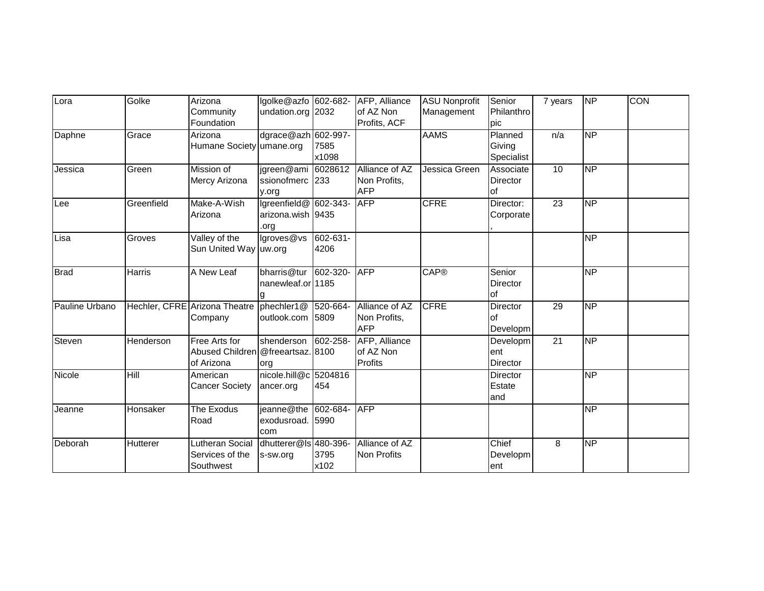| Lora | Golke | Arizona Community Foundation | lgolke@azfoundation.org | 602-682-2032 | AFP, Alliance of AZ Non Profits, ACF | ASU Nonprofit Management | Senior Philanthropic | 7 years | NP | CON |
|---|---|---|---|---|---|---|---|---|---|---|
| Daphne | Grace | Arizona Humane Society | dgrace@azhumane.org | 602-997-7585 x1098 | | AAMS | Planned Giving Specialist | n/a | NP | |
| Jessica | Green | Mission of Mercy Arizona | jgreen@amissionofmercy.org | 6028612233 | Alliance of AZ Non Profits, AFP | Jessica Green | Associate Director of | 10 | NP | |
| Lee | Greenfield | Make-A-Wish Arizona | lgreenfield@arizona.wish.org | 602-343-9435 | AFP | CFRE | Director: Corporate, | 23 | NP | |
| Lisa | Groves | Valley of the Sun United Way | lgroves@vsuw.org | 602-631-4206 | | | | | NP | |
| Brad | Harris | A New Leaf | bharris@turnanewleaf.org | 602-320-1185 | AFP | CAP® | Senior Director of | | NP | |
| Pauline Urbano | Hechler, CFRE | Arizona Theatre Company | phechler1@outlook.com | 520-664-5809 | Alliance of AZ Non Profits, AFP | CFRE | Director of Developm | 29 | NP | |
| Steven | Henderson | Free Arts for Abused Children of Arizona | shenderson@freeartsaz.org | 602-258-8100 | AFP, Alliance of AZ Non Profits | | Development Director | 21 | NP | |
| Nicole | Hill | American Cancer Society | nicole.hill@cancer.org | 5204816454 | | | Director Estate and | | NP | |
| Jeanne | Honsaker | The Exodus Road | jeanne@theexodusroad.com | 602-684-5990 | AFP | | | | NP | |
| Deborah | Hutterer | Lutheran Social Services of the Southwest | dhutterer@lss-sw.org | 480-396-3795 x102 | Alliance of AZ Non Profits | | Chief Development | 8 | NP | |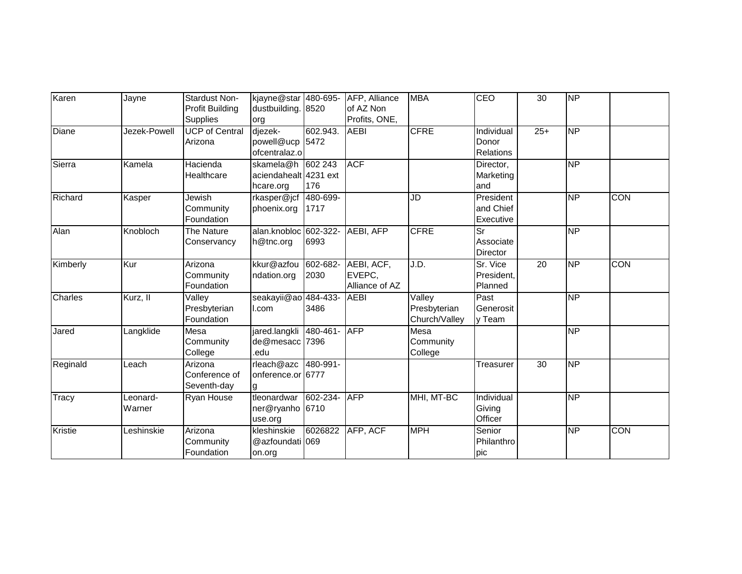| Karen | Jayne | Stardust Non-Profit Building Supplies | kjayne@stardustbuilding.org | 480-695-8520 | AFP, Alliance of AZ Non Profits, ONE, | MBA | CEO | 30 | NP | |
|---|---|---|---|---|---|---|---|---|---|---|
| Diane | Jezek-Powell | UCP of Central Arizona | djezek-powell@ucpofcentralaz.o | 602.943.5472 | AEBI | CFRE | Individual Donor Relations | 25+ | NP | |
| Sierra | Kamela | Hacienda Healthcare | skamela@haciendahealthcare.org | 602 243 4231 ext 176 | ACF | | Director, Marketing and | | NP | |
| Richard | Kasper | Jewish Community Foundation | rkasper@jcfphoenix.org | 480-699-1717 | | JD | President and Chief Executive | | NP | CON |
| Alan | Knobloch | The Nature Conservancy | alan.knobloch@tnc.org | 602-322-6993 | AEBI, AFP | CFRE | Sr Associate Director | | NP | |
| Kimberly | Kur | Arizona Community Foundation | kkur@azfoundation.org | 602-682-2030 | AEBI, ACF, EVEPC, Alliance of AZ | J.D. | Sr. Vice President, Planned | 20 | NP | CON |
| Charles | Kurz, II | Valley Presbyterian Foundation | seakayii@aol.com | 484-433-3486 | AEBI | Valley Presbyterian Church/Valley | Past Generosity Team | | NP | |
| Jared | Langklide | Mesa Community College | jared.langklide@mesacc.edu | 480-461-7396 | AFP | Mesa Community College | | | NP | |
| Reginald | Leach | Arizona Conference of Seventh-day | rleach@azconference.org | 480-991-6777 | | | Treasurer | 30 | NP | |
| Tracy | Leonard-Warner | Ryan House | tleonardwarner@ryanhouse.org | 602-234-6710 | AFP | MHI, MT-BC | Individual Giving Officer | | NP | |
| Kristie | Leshinskie | Arizona Community Foundation | kleshinskie@azfoundation.org | 6026822069 | AFP, ACF | MPH | Senior Philanthropic | | NP | CON |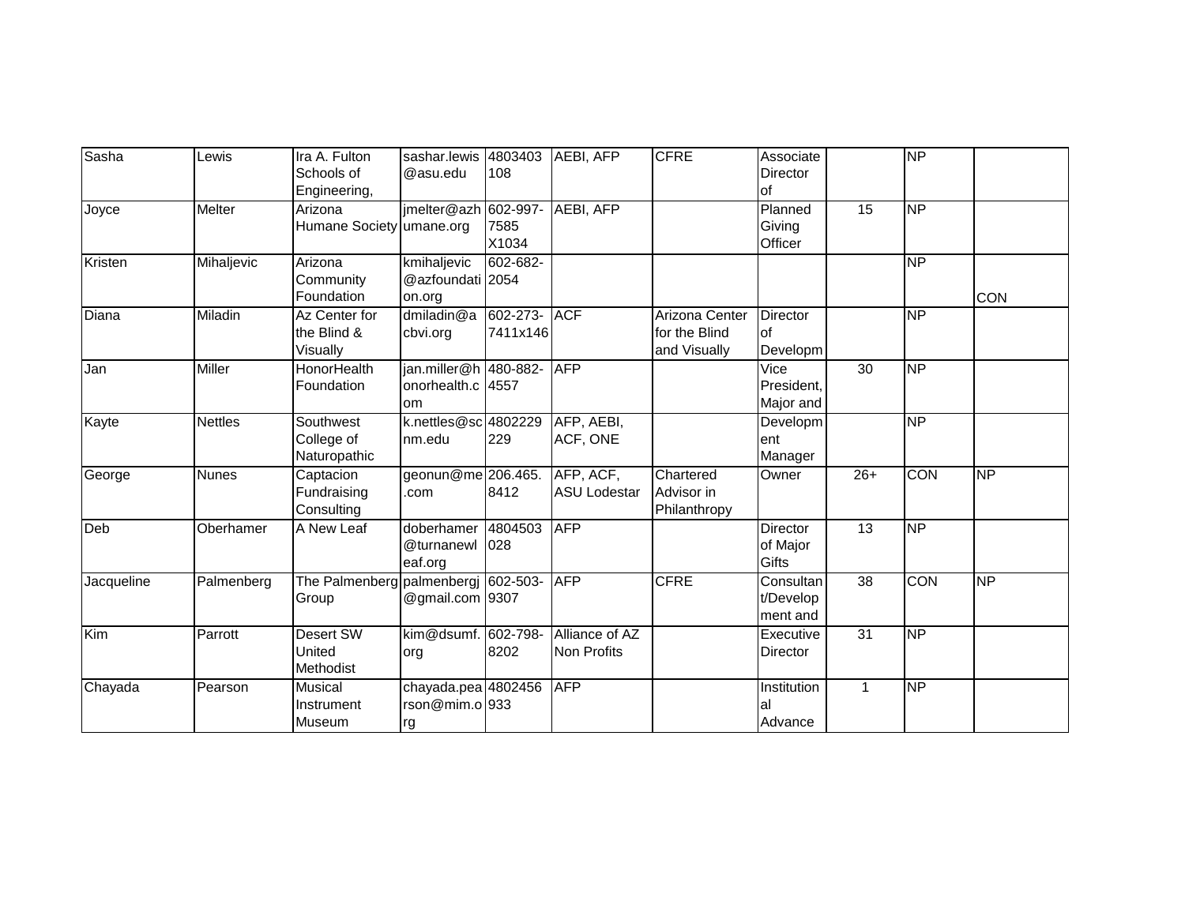| | | | | | | | | | | |
|---|---|---|---|---|---|---|---|---|---|---|
| Sasha | Lewis | Ira A. Fulton Schools of Engineering, | sashar.lewis@asu.edu | 4803403108 | AEBI, AFP | CFRE | Associate Director of | | NP | |
| Joyce | Melter | Arizona Humane Society | jmelter@azhumane.org | 602-997-7585 X1034 | AEBI, AFP | | Planned Giving Officer | 15 | NP | |
| Kristen | Mihaljevic | Arizona Community Foundation | kmihaljevic@azfoundation.org | 602-682-2054 | | | | | NP | CON |
| Diana | Miladin | Az Center for the Blind & Visually | dmiladin@acbvi.org | 602-273-7411x146 | ACF | Arizona Center for the Blind and Visually | Director of Developm | | NP | |
| Jan | Miller | HonorHealth Foundation | jan.miller@honorhealth.com | 480-882-4557 | AFP | | Vice President, Major and | 30 | NP | |
| Kayte | Nettles | Southwest College of Naturopathic | k.nettles@scnm.edu | 4802229229 | AFP, AEBI, ACF, ONE | | Development Manager | | NP | |
| George | Nunes | Captacion Fundraising Consulting | geonun@me.com | 206.465.8412 | AFP, ACF, ASU Lodestar | Chartered Advisor in Philanthropy | Owner | 26+ | CON | NP |
| Deb | Oberhamer | A New Leaf | doberhamer@turnanewleaf.org | 4804503028 | AFP | | Director of Major Gifts | 13 | NP | |
| Jacqueline | Palmenberg | The Palmenberg Group | palmenbergj@gmail.com | 602-503-9307 | AFP | CFRE | Consultant/Development and | 38 | CON | NP |
| Kim | Parrott | Desert SW United Methodist | kim@dsumf.org | 602-798-8202 | Alliance of AZ Non Profits | | Executive Director | 31 | NP | |
| Chayada | Pearson | Musical Instrument Museum | chayada.pearson@mim.org | 4802456933 | AFP | | Institutional Advance | 1 | NP | |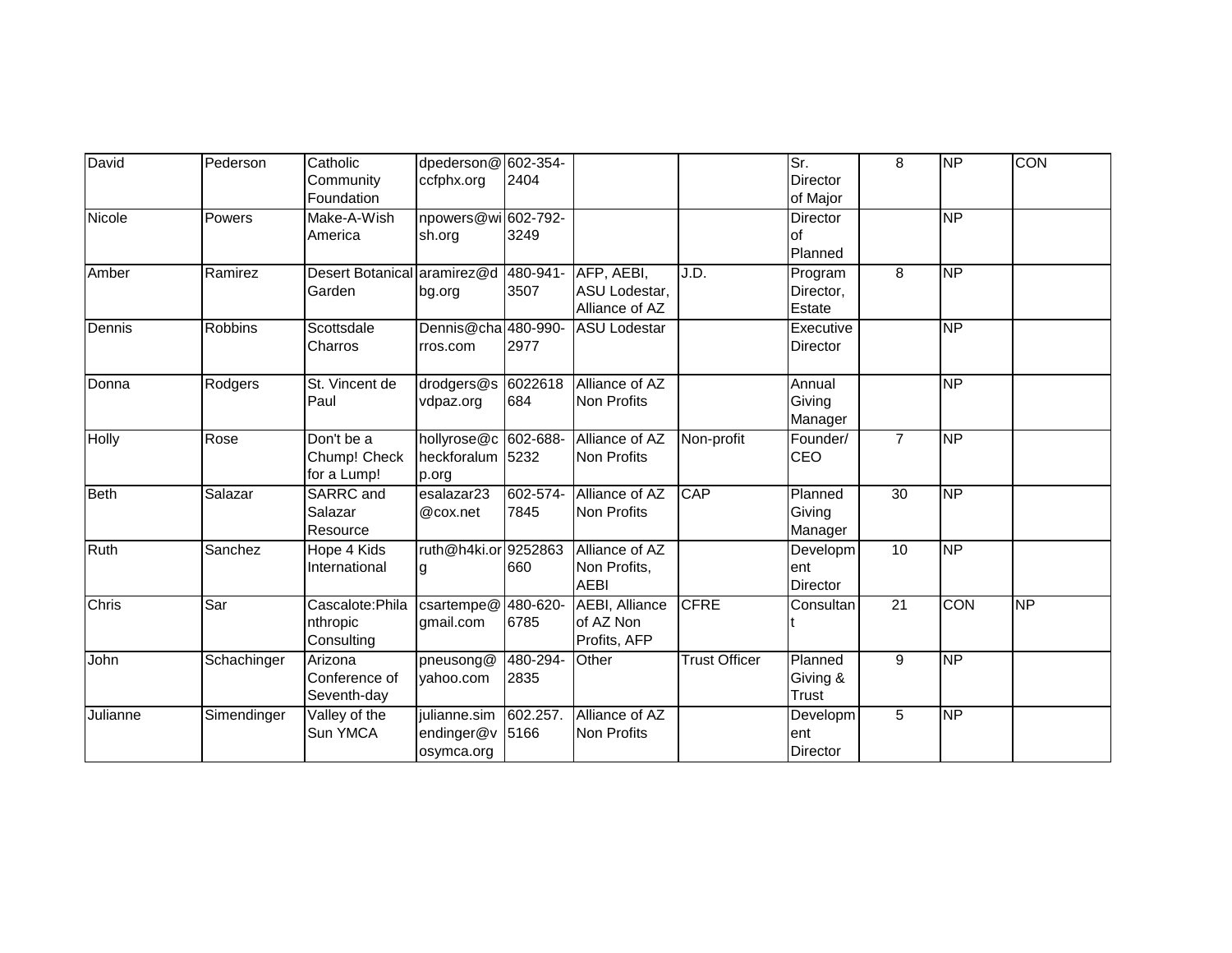| David | Pederson | Catholic Community Foundation | dpederson@ccfphx.org | 602-354-2404 | | | Sr. Director of Major | 8 | NP | CON |
|---|---|---|---|---|---|---|---|---|---|---|
| Nicole | Powers | Make-A-Wish America | npowers@wish.org | 602-792-3249 | | | Director of Planned | | NP | |
| Amber | Ramirez | Desert Botanical Garden | aramirez@dbg.org | 480-941-3507 | AFP, AEBI, ASU Lodestar, Alliance of AZ | J.D. | Program Director, Estate | 8 | NP | |
| Dennis | Robbins | Scottsdale Charros | Dennis@charros.com | 480-990-2977 | ASU Lodestar | | Executive Director | | NP | |
| Donna | Rodgers | St. Vincent de Paul | drodgers@svdpaz.org | 6022618684 | Alliance of AZ Non Profits | | Annual Giving Manager | | NP | |
| Holly | Rose | Don't be a Chump! Check for a Lump! | hollyrose@checkforalump.org | 602-688-5232 | Alliance of AZ Non Profits | Non-profit | Founder/ CEO | 7 | NP | |
| Beth | Salazar | SARRC and Salazar Resource | esalazar23@cox.net | 602-574-7845 | Alliance of AZ Non Profits | CAP | Planned Giving Manager | 30 | NP | |
| Ruth | Sanchez | Hope 4 Kids International | ruth@h4ki.org | 9252863660 | Alliance of AZ Non Profits, AEBI | | Development Director | 10 | NP | |
| Chris | Sar | Cascalote:Philanthropic Consulting | csartempe@gmail.com | 480-620-6785 | AEBI, Alliance of AZ Non Profits, AFP | CFRE | Consultant | 21 | CON | NP |
| John | Schachinger | Arizona Conference of Seventh-day | pneusong@yahoo.com | 480-294-2835 | Other | Trust Officer | Planned Giving & Trust | 9 | NP | |
| Julianne | Simendinger | Valley of the Sun YMCA | julianne.simendinger@vosymca.org | 602.257.5166 | Alliance of AZ Non Profits | | Development Director | 5 | NP | |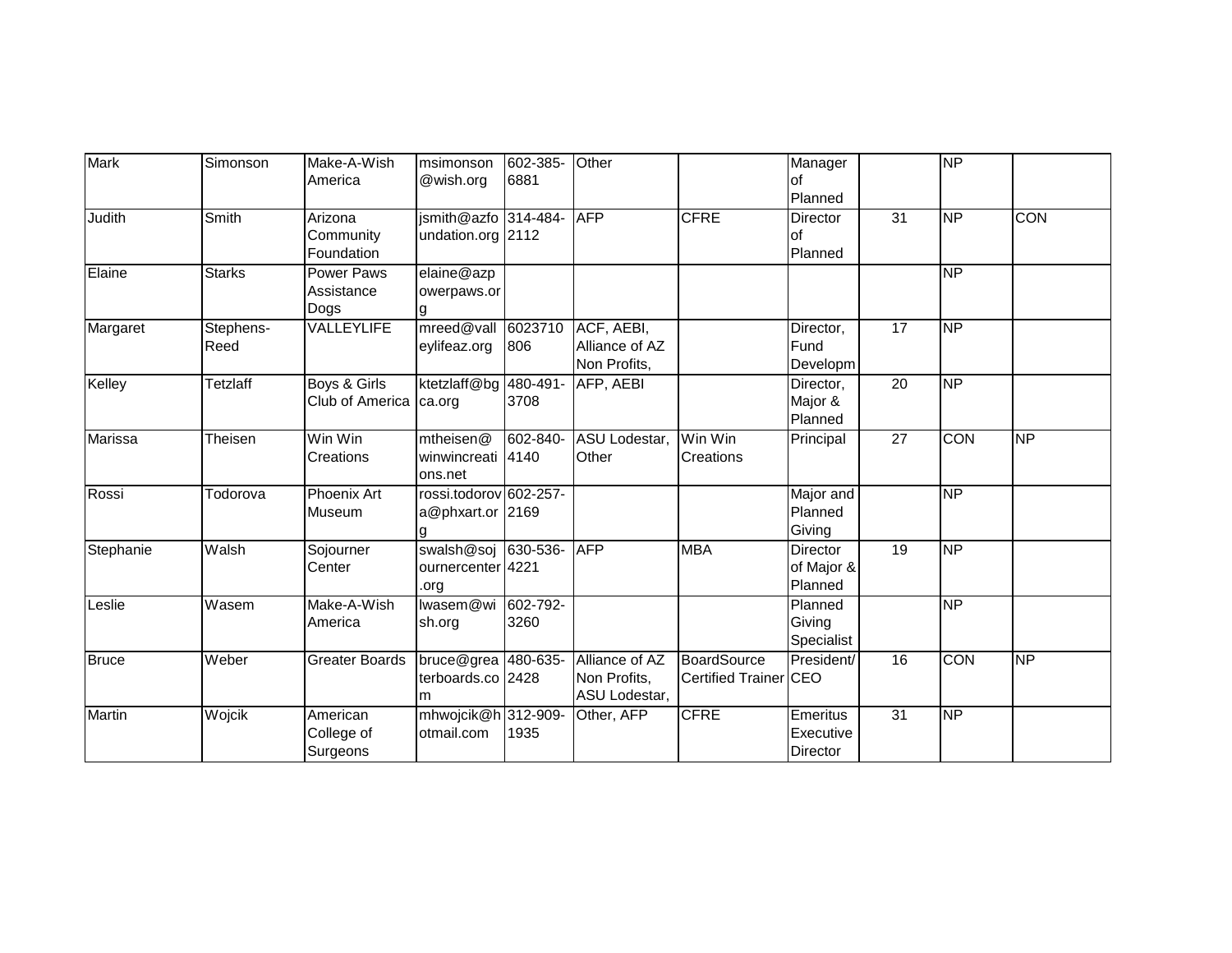| | | | | | | | | | | |
|---|---|---|---|---|---|---|---|---|---|---|
| Mark | Simonson | Make-A-Wish America | msimonson@wish.org | 602-385-6881 | Other | | Manager of Planned | | NP | |
| Judith | Smith | Arizona Community Foundation | jsmith@azfoundation.org | 314-484-2112 | AFP | CFRE | Director of Planned | 31 | NP | CON |
| Elaine | Starks | Power Paws Assistance Dogs | elaine@azpowerpaws.org | | | | | | NP | |
| Margaret | Stephens-Reed | VALLEYLIFE | mreed@valleylifeaz.org | 6023710806 | ACF, AEBI, Alliance of AZ Non Profits, | | Director, Fund Developm | 17 | NP | |
| Kelley | Tetzlaff | Boys & Girls Club of America | ktetzlaff@bgca.org | 480-491-3708 | AFP, AEBI | | Director, Major & Planned | 20 | NP | |
| Marissa | Theisen | Win Win Creations | mtheisen@winwincreations.net | 602-840-4140 | ASU Lodestar, Other | Win Win Creations | Principal | 27 | CON | NP |
| Rossi | Todorova | Phoenix Art Museum | rossi.todorova@phxart.org | 602-257-2169 | | | Major and Planned Giving | | NP | |
| Stephanie | Walsh | Sojourner Center | swalsh@sojournercenter.org | 630-536-4221 | AFP | MBA | Director of Major & Planned | 19 | NP | |
| Leslie | Wasem | Make-A-Wish America | lwasem@wish.org | 602-792-3260 | | | Planned Giving Specialist | | NP | |
| Bruce | Weber | Greater Boards | bruce@greaterboards.com | 480-635-2428 | Alliance of AZ Non Profits, ASU Lodestar, | BoardSource Certified Trainer | President/CEO | 16 | CON | NP |
| Martin | Wojcik | American College of Surgeons | mhwojcik@hotmail.com | 312-909-1935 | Other, AFP | CFRE | Emeritus Executive Director | 31 | NP | |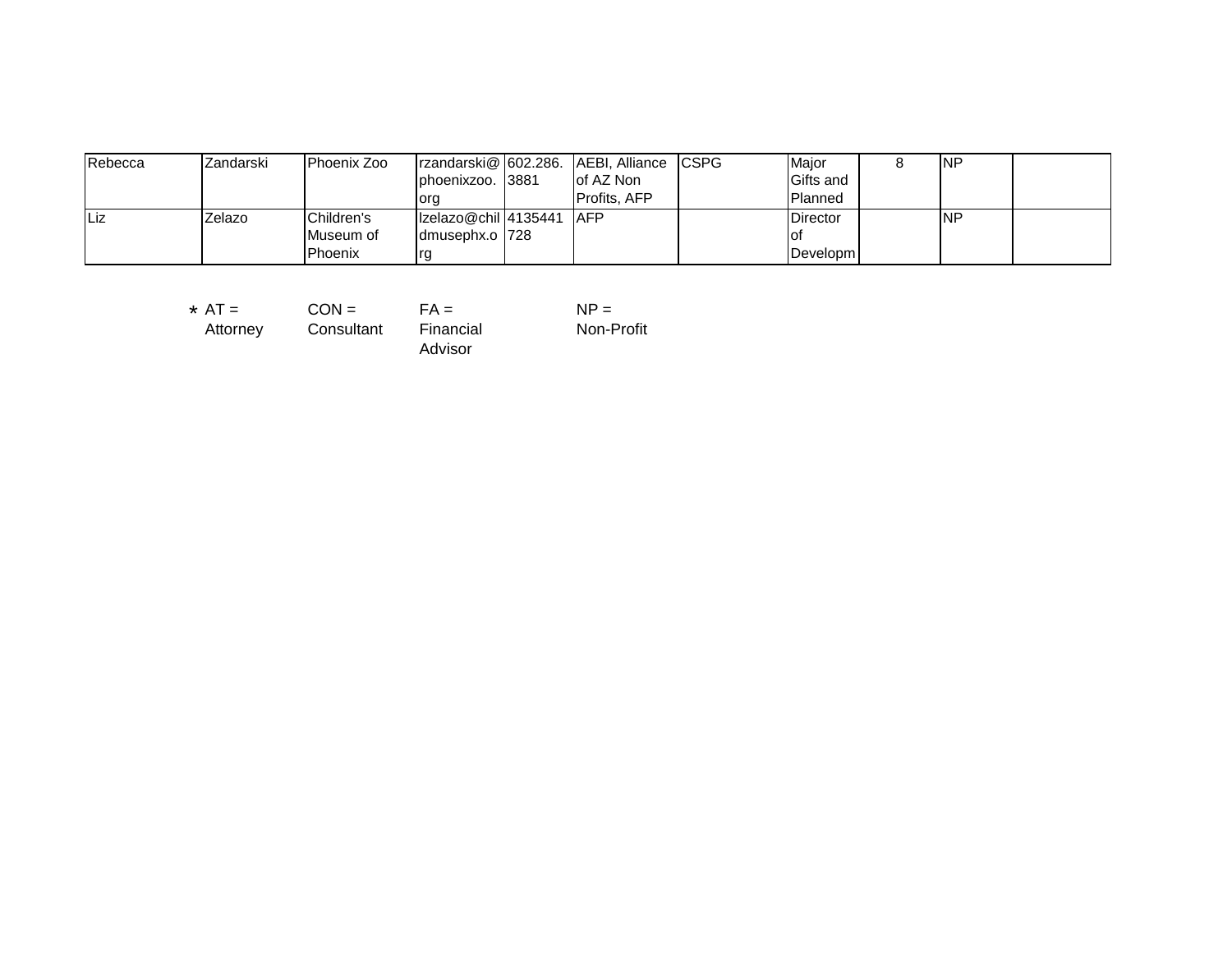| | | | | | | | | | | |
|---|---|---|---|---|---|---|---|---|---|---|
| Rebecca | Zandarski | Phoenix Zoo | rzandarski@phoenixzoo.org | 602.286.3881 | AEBI, Alliance of AZ Non Profits, AFP | CSPG | Major Gifts and Planned | 8 | NP | |
| Liz | Zelazo | Children's Museum of Phoenix | lzelazo@childmusephx.org | 4135441728 | AFP | | Director of Developm | | NP | |

* AT = Attorney　　CON = Consultant　　FA = Financial Advisor　　NP = Non-Profit